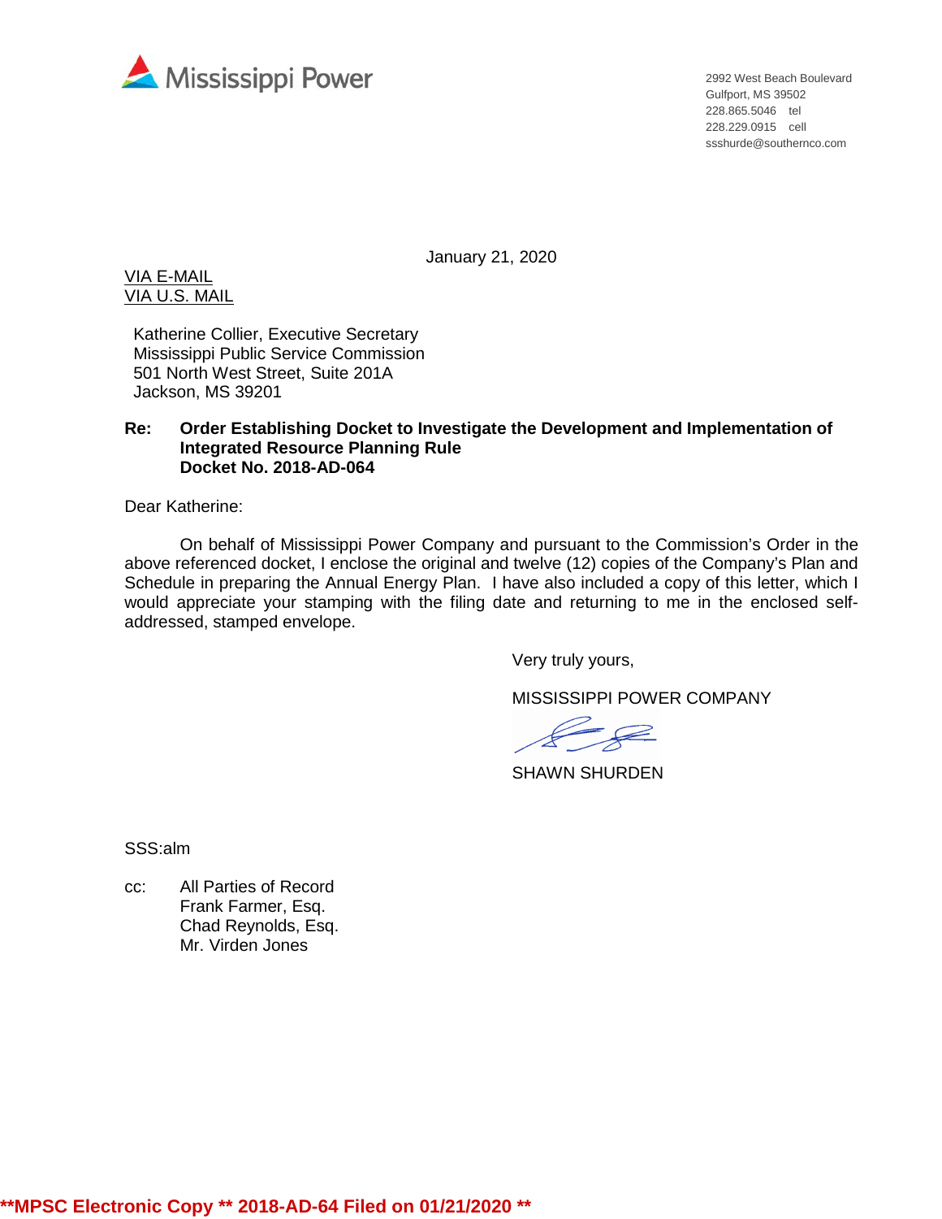Mississippi Power

2992 West Beach Boulevard
Gulfport, MS 39502
228.865.5046 tel
228.229.0915 cell
ssshurde@southernco.com

January 21, 2020

VIA E-MAIL
VIA U.S. MAIL

Katherine Collier, Executive Secretary
Mississippi Public Service Commission
501 North West Street, Suite 201A
Jackson, MS 39201

**Re: Order Establishing Docket to Investigate the Development and Implementation of Integrated Resource Planning Rule**
**Docket No. 2018-AD-064**

Dear Katherine:

On behalf of Mississippi Power Company and pursuant to the Commission's Order in the above referenced docket, I enclose the original and twelve (12) copies of the Company's Plan and Schedule in preparing the Annual Energy Plan. I have also included a copy of this letter, which I would appreciate your stamping with the filing date and returning to me in the enclosed self-addressed, stamped envelope.

Very truly yours,

MISSISSIPPI POWER COMPANY

SHAWN SHURDEN

SSS:alm

cc: All Parties of Record
Frank Farmer, Esq.
Chad Reynolds, Esq.
Mr. Virden Jones

**MPSC Electronic Copy ** 2018-AD-64 Filed on 01/21/2020 **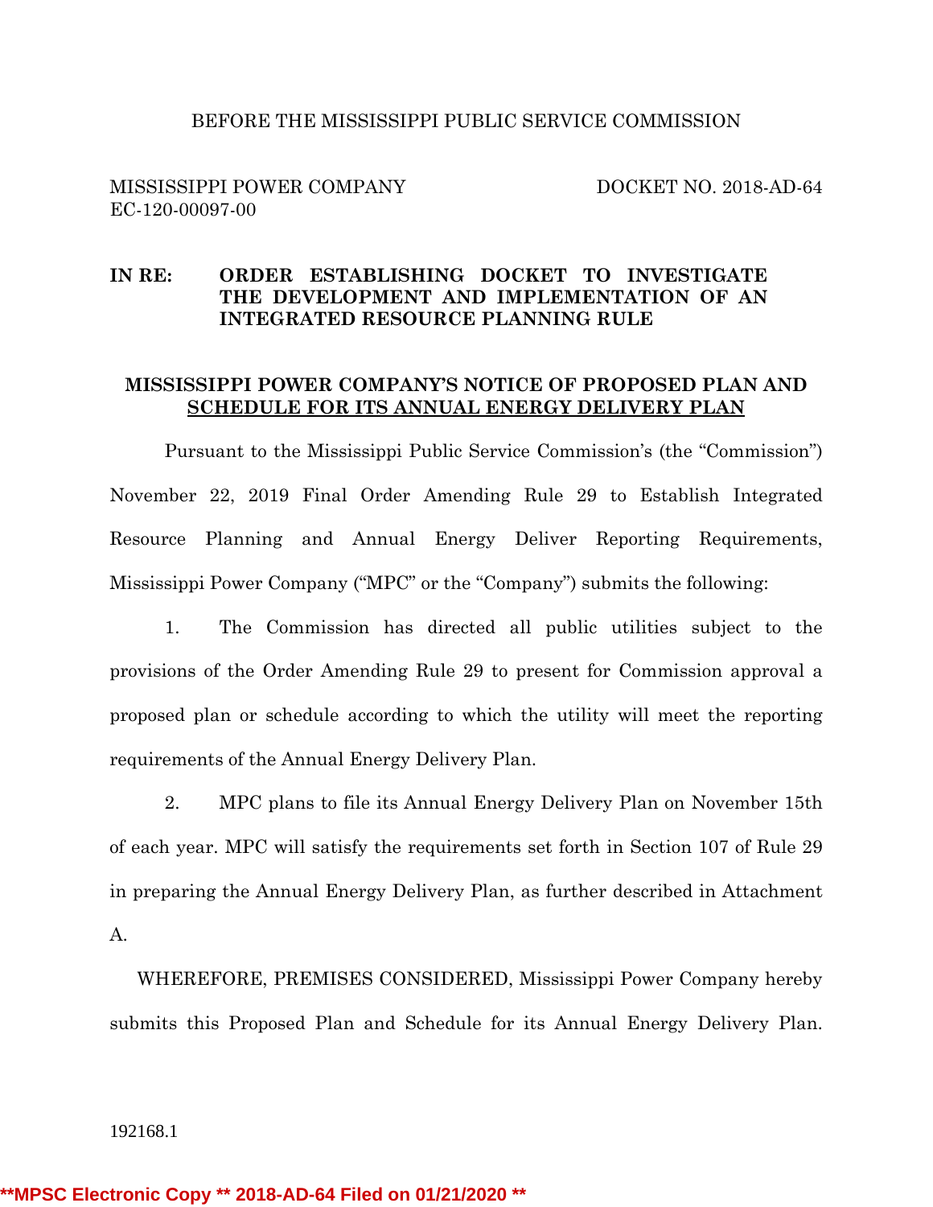BEFORE THE MISSISSIPPI PUBLIC SERVICE COMMISSION

MISSISSIPPI POWER COMPANY DOCKET NO. 2018-AD-64
EC-120-00097-00

**IN RE: ORDER ESTABLISHING DOCKET TO INVESTIGATE THE DEVELOPMENT AND IMPLEMENTATION OF AN INTEGRATED RESOURCE PLANNING RULE**

**MISSISSIPPI POWER COMPANY'S NOTICE OF PROPOSED PLAN AND SCHEDULE FOR ITS ANNUAL ENERGY DELIVERY PLAN**

Pursuant to the Mississippi Public Service Commission's (the "Commission") November 22, 2019 Final Order Amending Rule 29 to Establish Integrated Resource Planning and Annual Energy Deliver Reporting Requirements, Mississippi Power Company ("MPC" or the "Company") submits the following:

1. The Commission has directed all public utilities subject to the provisions of the Order Amending Rule 29 to present for Commission approval a proposed plan or schedule according to which the utility will meet the reporting requirements of the Annual Energy Delivery Plan.

2. MPC plans to file its Annual Energy Delivery Plan on November 15th of each year. MPC will satisfy the requirements set forth in Section 107 of Rule 29 in preparing the Annual Energy Delivery Plan, as further described in Attachment A.

WHEREFORE, PREMISES CONSIDERED, Mississippi Power Company hereby submits this Proposed Plan and Schedule for its Annual Energy Delivery Plan.

192168.1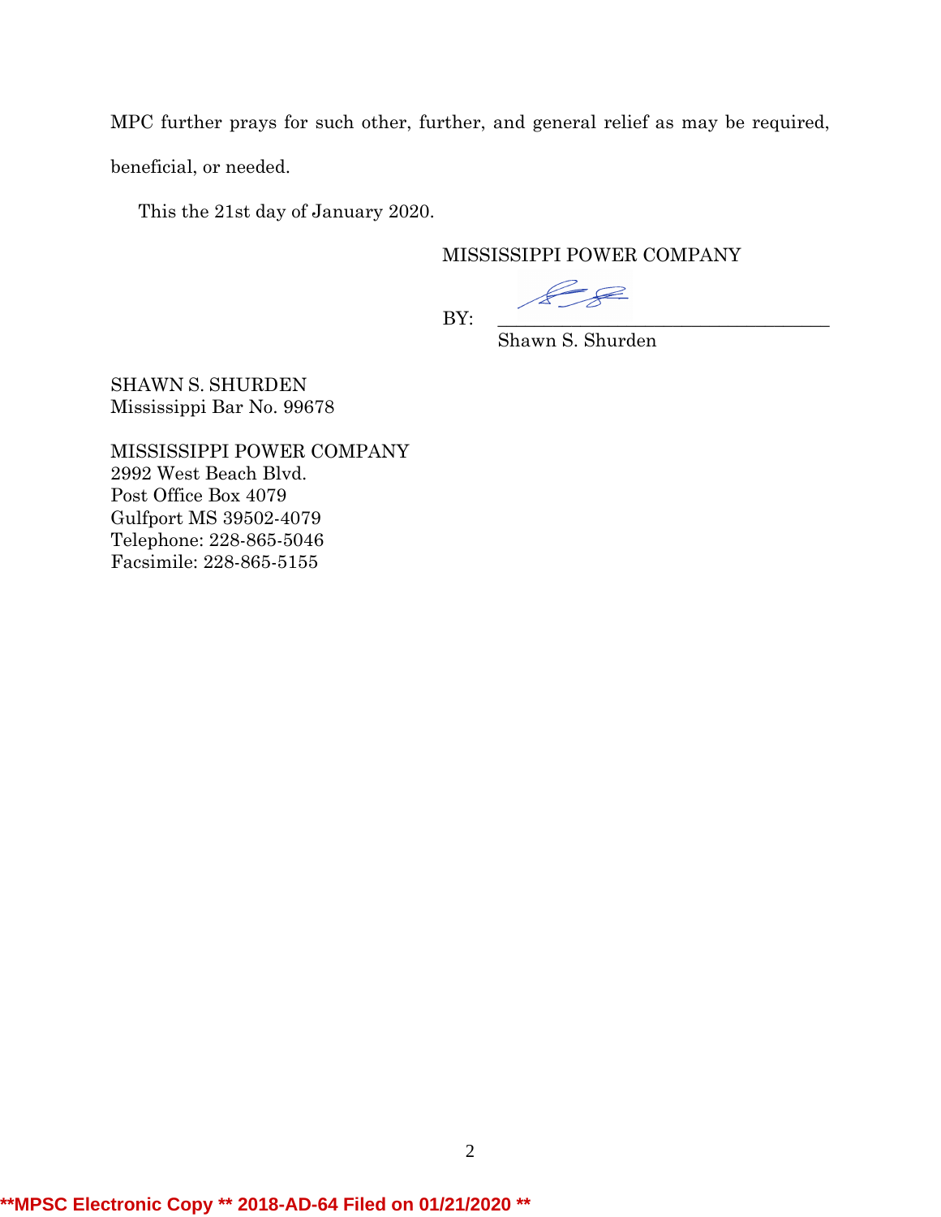MPC further prays for such other, further, and general relief as may be required, beneficial, or needed.

This the 21st day of January 2020.

MISSISSIPPI POWER COMPANY

BY: ___________________________________
Shawn S. Shurden

SHAWN S. SHURDEN
Mississippi Bar No. 99678

MISSISSIPPI POWER COMPANY
2992 West Beach Blvd.
Post Office Box 4079
Gulfport MS 39502-4079
Telephone: 228-865-5046
Facsimile: 228-865-5155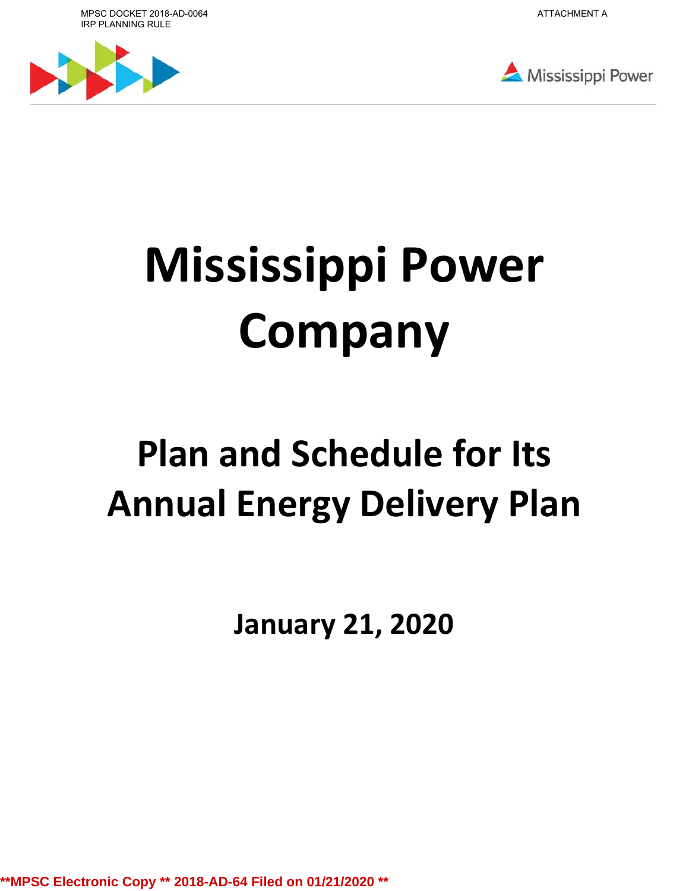# Mississippi Power Company

## Plan and Schedule for Its Annual Energy Delivery Plan

**January 21, 2020**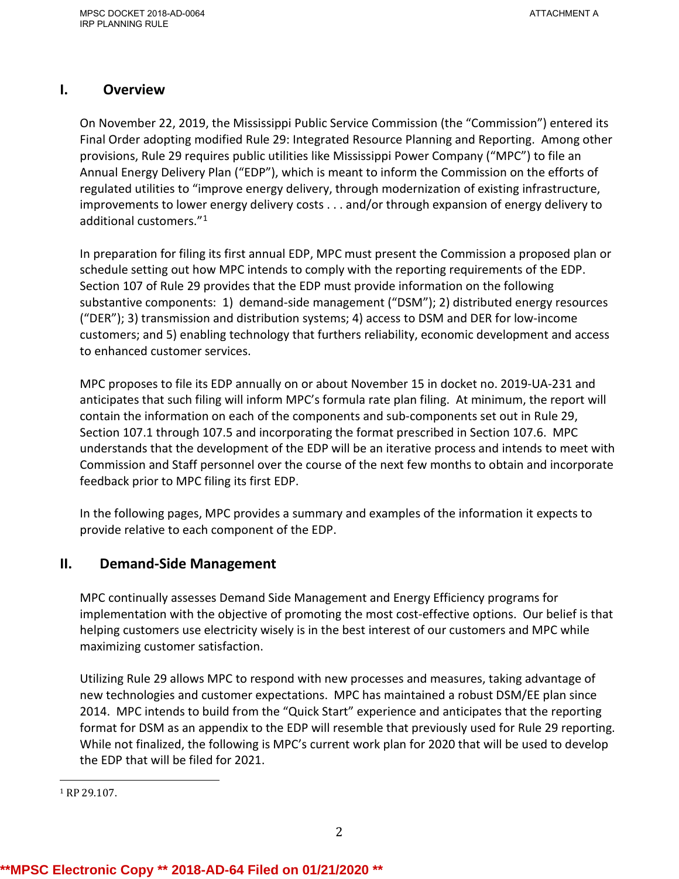## I. Overview

On November 22, 2019, the Mississippi Public Service Commission (the "Commission") entered its Final Order adopting modified Rule 29: Integrated Resource Planning and Reporting. Among other provisions, Rule 29 requires public utilities like Mississippi Power Company ("MPC") to file an Annual Energy Delivery Plan ("EDP"), which is meant to inform the Commission on the efforts of regulated utilities to "improve energy delivery, through modernization of existing infrastructure, improvements to lower energy delivery costs . . . and/or through expansion of energy delivery to additional customers."[1]

In preparation for filing its first annual EDP, MPC must present the Commission a proposed plan or schedule setting out how MPC intends to comply with the reporting requirements of the EDP. Section 107 of Rule 29 provides that the EDP must provide information on the following substantive components: 1) demand-side management ("DSM"); 2) distributed energy resources ("DER"); 3) transmission and distribution systems; 4) access to DSM and DER for low-income customers; and 5) enabling technology that furthers reliability, economic development and access to enhanced customer services.

MPC proposes to file its EDP annually on or about November 15 in docket no. 2019-UA-231 and anticipates that such filing will inform MPC's formula rate plan filing. At minimum, the report will contain the information on each of the components and sub-components set out in Rule 29, Section 107.1 through 107.5 and incorporating the format prescribed in Section 107.6. MPC understands that the development of the EDP will be an iterative process and intends to meet with Commission and Staff personnel over the course of the next few months to obtain and incorporate feedback prior to MPC filing its first EDP.

In the following pages, MPC provides a summary and examples of the information it expects to provide relative to each component of the EDP.

## II. Demand-Side Management

MPC continually assesses Demand Side Management and Energy Efficiency programs for implementation with the objective of promoting the most cost-effective options. Our belief is that helping customers use electricity wisely is in the best interest of our customers and MPC while maximizing customer satisfaction.

Utilizing Rule 29 allows MPC to respond with new processes and measures, taking advantage of new technologies and customer expectations. MPC has maintained a robust DSM/EE plan since 2014. MPC intends to build from the "Quick Start" experience and anticipates that the reporting format for DSM as an appendix to the EDP will resemble that previously used for Rule 29 reporting. While not finalized, the following is MPC's current work plan for 2020 that will be used to develop the EDP that will be filed for 2021.

[1] RP 29.107.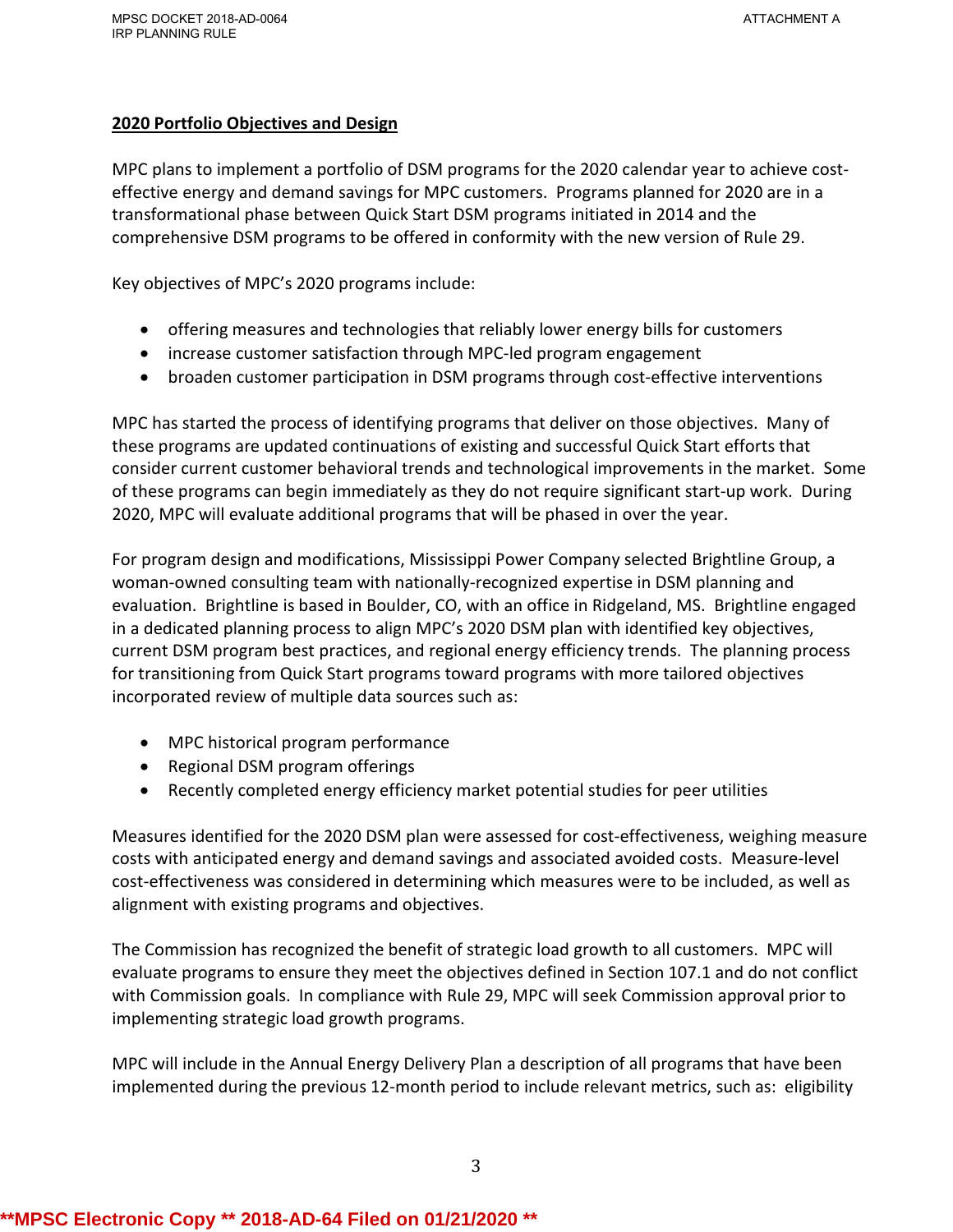## 2020 Portfolio Objectives and Design

MPC plans to implement a portfolio of DSM programs for the 2020 calendar year to achieve cost-effective energy and demand savings for MPC customers. Programs planned for 2020 are in a transformational phase between Quick Start DSM programs initiated in 2014 and the comprehensive DSM programs to be offered in conformity with the new version of Rule 29.

Key objectives of MPC's 2020 programs include:

- offering measures and technologies that reliably lower energy bills for customers
- increase customer satisfaction through MPC-led program engagement
- broaden customer participation in DSM programs through cost-effective interventions

MPC has started the process of identifying programs that deliver on those objectives. Many of these programs are updated continuations of existing and successful Quick Start efforts that consider current customer behavioral trends and technological improvements in the market. Some of these programs can begin immediately as they do not require significant start-up work. During 2020, MPC will evaluate additional programs that will be phased in over the year.

For program design and modifications, Mississippi Power Company selected Brightline Group, a woman-owned consulting team with nationally-recognized expertise in DSM planning and evaluation. Brightline is based in Boulder, CO, with an office in Ridgeland, MS. Brightline engaged in a dedicated planning process to align MPC's 2020 DSM plan with identified key objectives, current DSM program best practices, and regional energy efficiency trends. The planning process for transitioning from Quick Start programs toward programs with more tailored objectives incorporated review of multiple data sources such as:

- MPC historical program performance
- Regional DSM program offerings
- Recently completed energy efficiency market potential studies for peer utilities

Measures identified for the 2020 DSM plan were assessed for cost-effectiveness, weighing measure costs with anticipated energy and demand savings and associated avoided costs. Measure-level cost-effectiveness was considered in determining which measures were to be included, as well as alignment with existing programs and objectives.

The Commission has recognized the benefit of strategic load growth to all customers. MPC will evaluate programs to ensure they meet the objectives defined in Section 107.1 and do not conflict with Commission goals. In compliance with Rule 29, MPC will seek Commission approval prior to implementing strategic load growth programs.

MPC will include in the Annual Energy Delivery Plan a description of all programs that have been implemented during the previous 12-month period to include relevant metrics, such as: eligibility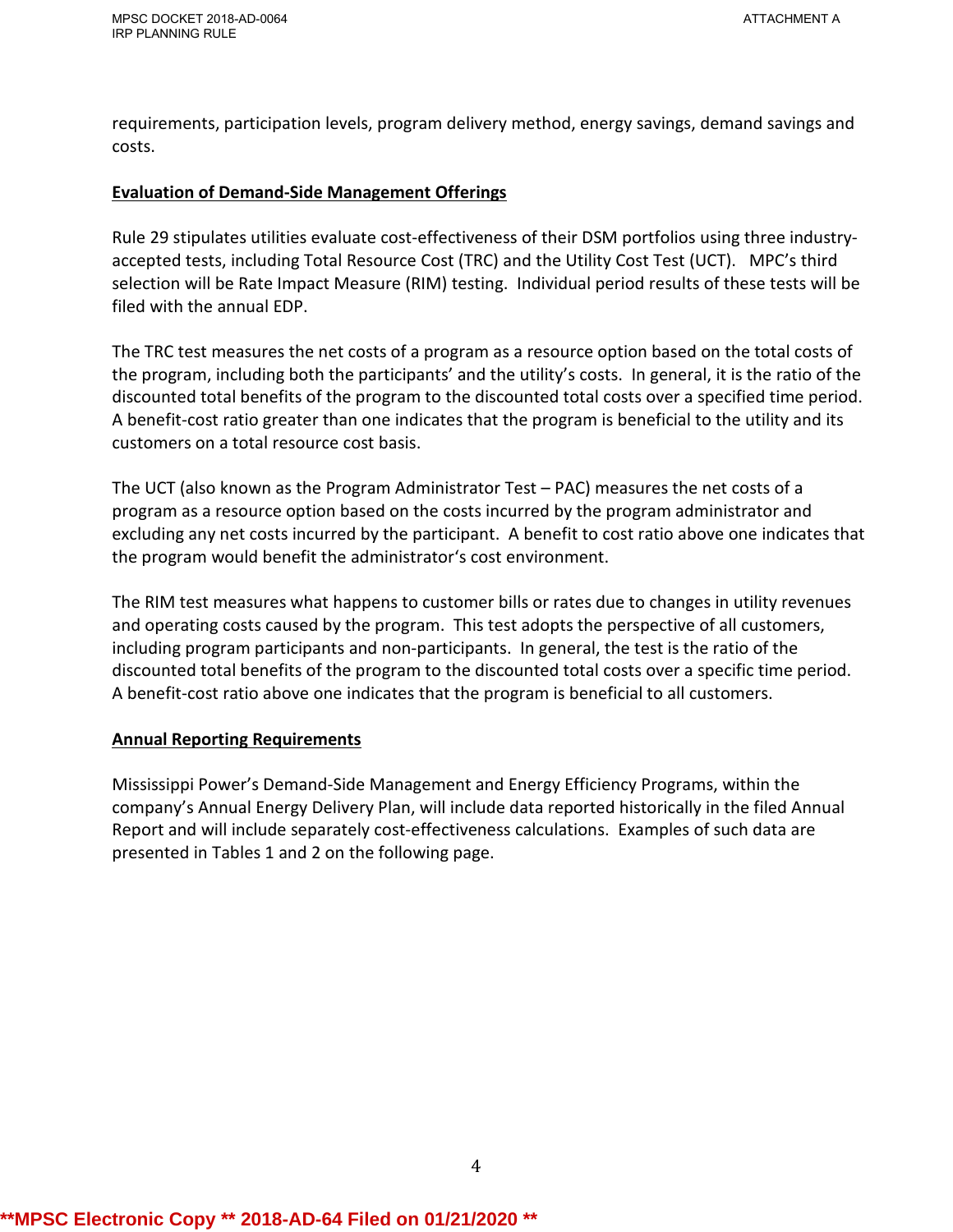requirements, participation levels, program delivery method, energy savings, demand savings and costs.

**Evaluation of Demand-Side Management Offerings**

Rule 29 stipulates utilities evaluate cost-effectiveness of their DSM portfolios using three industry-accepted tests, including Total Resource Cost (TRC) and the Utility Cost Test (UCT). MPC's third selection will be Rate Impact Measure (RIM) testing. Individual period results of these tests will be filed with the annual EDP.

The TRC test measures the net costs of a program as a resource option based on the total costs of the program, including both the participants' and the utility's costs. In general, it is the ratio of the discounted total benefits of the program to the discounted total costs over a specified time period. A benefit-cost ratio greater than one indicates that the program is beneficial to the utility and its customers on a total resource cost basis.

The UCT (also known as the Program Administrator Test – PAC) measures the net costs of a program as a resource option based on the costs incurred by the program administrator and excluding any net costs incurred by the participant. A benefit to cost ratio above one indicates that the program would benefit the administrator's cost environment.

The RIM test measures what happens to customer bills or rates due to changes in utility revenues and operating costs caused by the program. This test adopts the perspective of all customers, including program participants and non-participants. In general, the test is the ratio of the discounted total benefits of the program to the discounted total costs over a specific time period. A benefit-cost ratio above one indicates that the program is beneficial to all customers.

**Annual Reporting Requirements**

Mississippi Power's Demand-Side Management and Energy Efficiency Programs, within the company's Annual Energy Delivery Plan, will include data reported historically in the filed Annual Report and will include separately cost-effectiveness calculations. Examples of such data are presented in Tables 1 and 2 on the following page.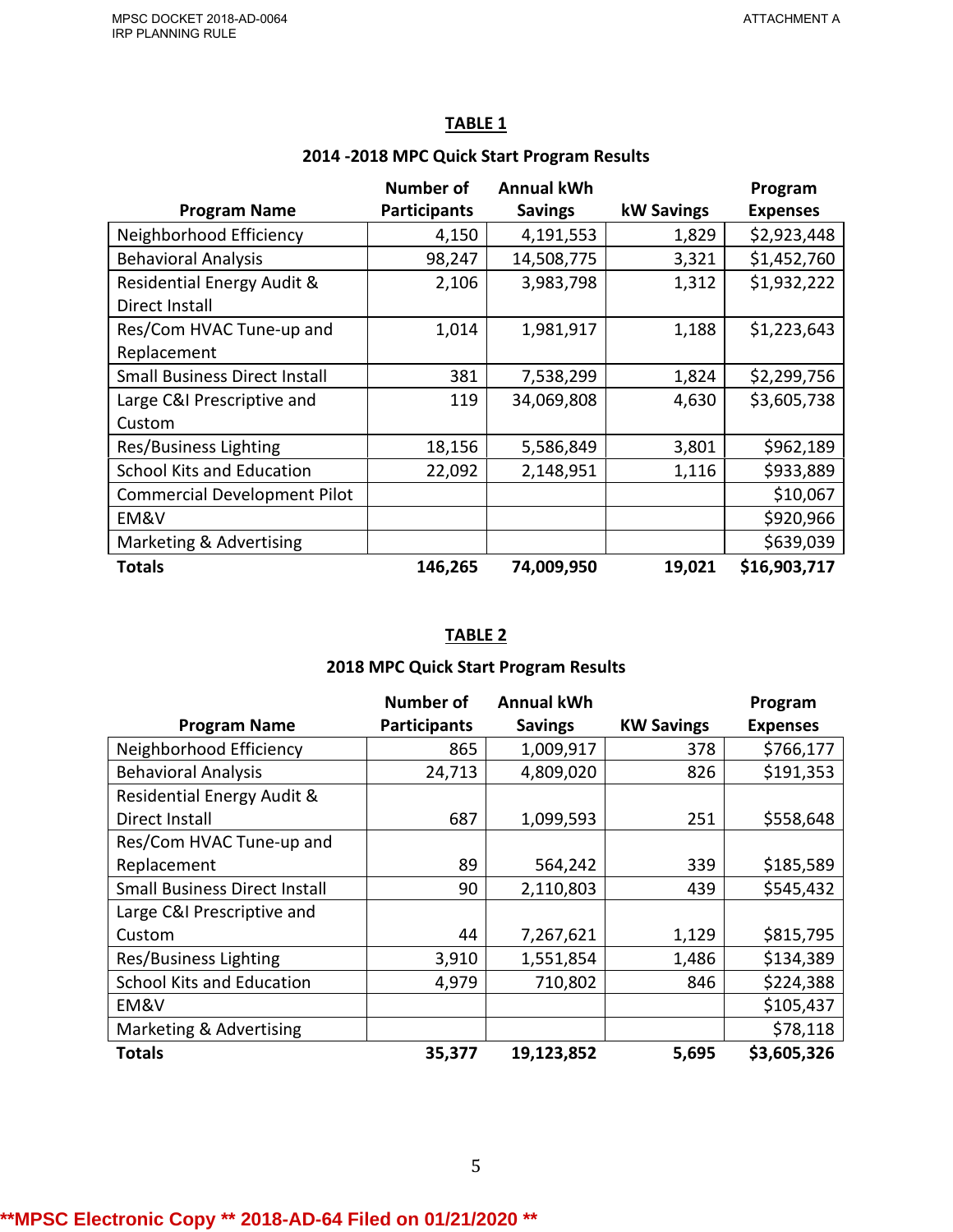**TABLE 1**

**2014 -2018 MPC Quick Start Program Results**

| Program Name | Number of Participants | Annual kWh Savings | kW Savings | Program Expenses |
|---|---|---|---|---|
| Neighborhood Efficiency | 4,150 | 4,191,553 | 1,829 | $2,923,448 |
| Behavioral Analysis | 98,247 | 14,508,775 | 3,321 | $1,452,760 |
| Residential Energy Audit & Direct Install | 2,106 | 3,983,798 | 1,312 | $1,932,222 |
| Res/Com HVAC Tune-up and Replacement | 1,014 | 1,981,917 | 1,188 | $1,223,643 |
| Small Business Direct Install | 381 | 7,538,299 | 1,824 | $2,299,756 |
| Large C&I Prescriptive and Custom | 119 | 34,069,808 | 4,630 | $3,605,738 |
| Res/Business Lighting | 18,156 | 5,586,849 | 3,801 | $962,189 |
| School Kits and Education | 22,092 | 2,148,951 | 1,116 | $933,889 |
| Commercial Development Pilot | | | | $10,067 |
| EM&V | | | | $920,966 |
| Marketing & Advertising | | | | $639,039 |
| **Totals** | **146,265** | **74,009,950** | **19,021** | **$16,903,717** |

**TABLE 2**

**2018 MPC Quick Start Program Results**

| Program Name | Number of Participants | Annual kWh Savings | KW Savings | Program Expenses |
|---|---|---|---|---|
| Neighborhood Efficiency | 865 | 1,009,917 | 378 | $766,177 |
| Behavioral Analysis | 24,713 | 4,809,020 | 826 | $191,353 |
| Residential Energy Audit & Direct Install | 687 | 1,099,593 | 251 | $558,648 |
| Res/Com HVAC Tune-up and Replacement | 89 | 564,242 | 339 | $185,589 |
| Small Business Direct Install | 90 | 2,110,803 | 439 | $545,432 |
| Large C&I Prescriptive and Custom | 44 | 7,267,621 | 1,129 | $815,795 |
| Res/Business Lighting | 3,910 | 1,551,854 | 1,486 | $134,389 |
| School Kits and Education | 4,979 | 710,802 | 846 | $224,388 |
| EM&V | | | | $105,437 |
| Marketing & Advertising | | | | $78,118 |
| **Totals** | **35,377** | **19,123,852** | **5,695** | **$3,605,326** |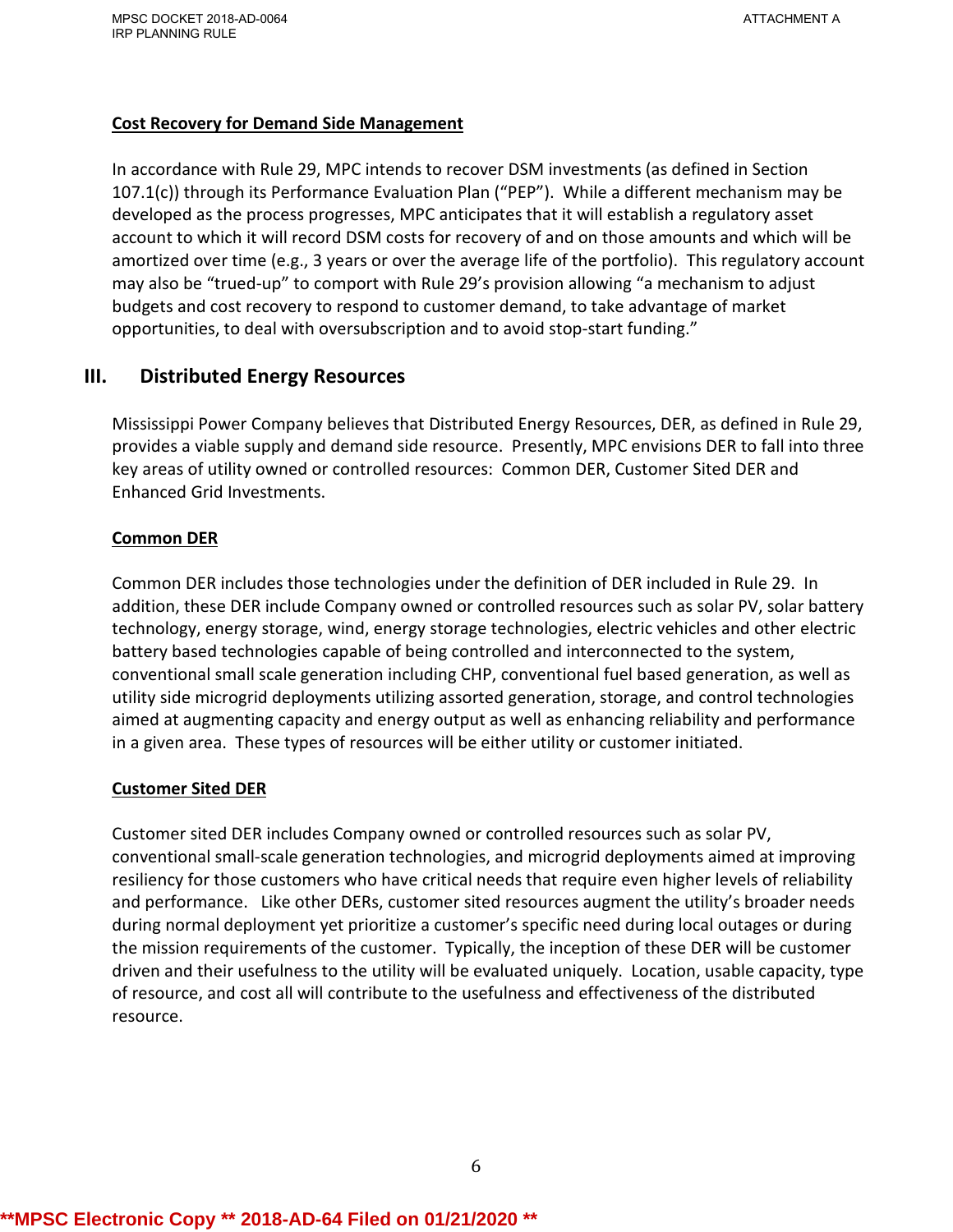**Cost Recovery for Demand Side Management**

In accordance with Rule 29, MPC intends to recover DSM investments (as defined in Section 107.1(c)) through its Performance Evaluation Plan ("PEP"). While a different mechanism may be developed as the process progresses, MPC anticipates that it will establish a regulatory asset account to which it will record DSM costs for recovery of and on those amounts and which will be amortized over time (e.g., 3 years or over the average life of the portfolio). This regulatory account may also be "trued-up" to comport with Rule 29's provision allowing "a mechanism to adjust budgets and cost recovery to respond to customer demand, to take advantage of market opportunities, to deal with oversubscription and to avoid stop-start funding."

## III. Distributed Energy Resources

Mississippi Power Company believes that Distributed Energy Resources, DER, as defined in Rule 29, provides a viable supply and demand side resource. Presently, MPC envisions DER to fall into three key areas of utility owned or controlled resources: Common DER, Customer Sited DER and Enhanced Grid Investments.

**Common DER**

Common DER includes those technologies under the definition of DER included in Rule 29. In addition, these DER include Company owned or controlled resources such as solar PV, solar battery technology, energy storage, wind, energy storage technologies, electric vehicles and other electric battery based technologies capable of being controlled and interconnected to the system, conventional small scale generation including CHP, conventional fuel based generation, as well as utility side microgrid deployments utilizing assorted generation, storage, and control technologies aimed at augmenting capacity and energy output as well as enhancing reliability and performance in a given area. These types of resources will be either utility or customer initiated.

**Customer Sited DER**

Customer sited DER includes Company owned or controlled resources such as solar PV, conventional small-scale generation technologies, and microgrid deployments aimed at improving resiliency for those customers who have critical needs that require even higher levels of reliability and performance. Like other DERs, customer sited resources augment the utility's broader needs during normal deployment yet prioritize a customer's specific need during local outages or during the mission requirements of the customer. Typically, the inception of these DER will be customer driven and their usefulness to the utility will be evaluated uniquely. Location, usable capacity, type of resource, and cost all will contribute to the usefulness and effectiveness of the distributed resource.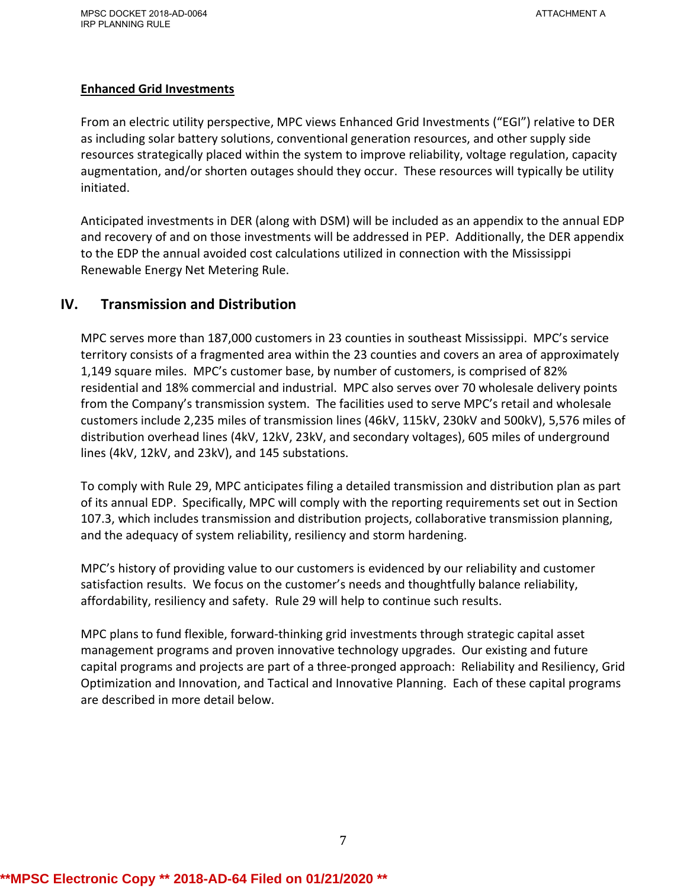**Enhanced Grid Investments**

From an electric utility perspective, MPC views Enhanced Grid Investments ("EGI") relative to DER as including solar battery solutions, conventional generation resources, and other supply side resources strategically placed within the system to improve reliability, voltage regulation, capacity augmentation, and/or shorten outages should they occur. These resources will typically be utility initiated.

Anticipated investments in DER (along with DSM) will be included as an appendix to the annual EDP and recovery of and on those investments will be addressed in PEP. Additionally, the DER appendix to the EDP the annual avoided cost calculations utilized in connection with the Mississippi Renewable Energy Net Metering Rule.

## IV. Transmission and Distribution

MPC serves more than 187,000 customers in 23 counties in southeast Mississippi. MPC's service territory consists of a fragmented area within the 23 counties and covers an area of approximately 1,149 square miles. MPC's customer base, by number of customers, is comprised of 82% residential and 18% commercial and industrial. MPC also serves over 70 wholesale delivery points from the Company's transmission system. The facilities used to serve MPC's retail and wholesale customers include 2,235 miles of transmission lines (46kV, 115kV, 230kV and 500kV), 5,576 miles of distribution overhead lines (4kV, 12kV, 23kV, and secondary voltages), 605 miles of underground lines (4kV, 12kV, and 23kV), and 145 substations.

To comply with Rule 29, MPC anticipates filing a detailed transmission and distribution plan as part of its annual EDP. Specifically, MPC will comply with the reporting requirements set out in Section 107.3, which includes transmission and distribution projects, collaborative transmission planning, and the adequacy of system reliability, resiliency and storm hardening.

MPC's history of providing value to our customers is evidenced by our reliability and customer satisfaction results. We focus on the customer's needs and thoughtfully balance reliability, affordability, resiliency and safety. Rule 29 will help to continue such results.

MPC plans to fund flexible, forward-thinking grid investments through strategic capital asset management programs and proven innovative technology upgrades. Our existing and future capital programs and projects are part of a three-pronged approach: Reliability and Resiliency, Grid Optimization and Innovation, and Tactical and Innovative Planning. Each of these capital programs are described in more detail below.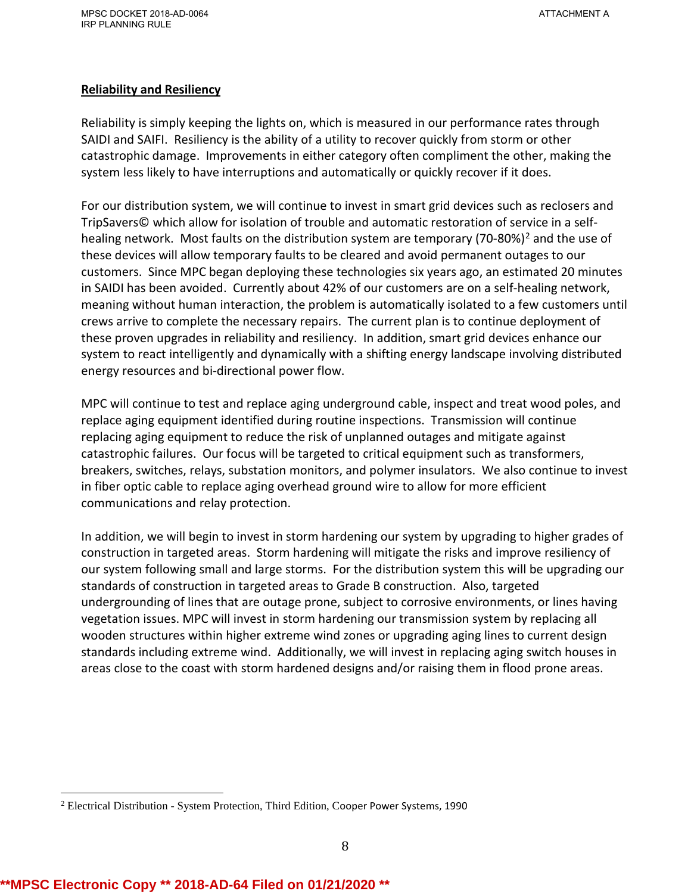**Reliability and Resiliency**

Reliability is simply keeping the lights on, which is measured in our performance rates through SAIDI and SAIFI. Resiliency is the ability of a utility to recover quickly from storm or other catastrophic damage. Improvements in either category often compliment the other, making the system less likely to have interruptions and automatically or quickly recover if it does.

For our distribution system, we will continue to invest in smart grid devices such as reclosers and TripSavers© which allow for isolation of trouble and automatic restoration of service in a self-healing network. Most faults on the distribution system are temporary (70-80%)[2] and the use of these devices will allow temporary faults to be cleared and avoid permanent outages to our customers. Since MPC began deploying these technologies six years ago, an estimated 20 minutes in SAIDI has been avoided. Currently about 42% of our customers are on a self-healing network, meaning without human interaction, the problem is automatically isolated to a few customers until crews arrive to complete the necessary repairs. The current plan is to continue deployment of these proven upgrades in reliability and resiliency. In addition, smart grid devices enhance our system to react intelligently and dynamically with a shifting energy landscape involving distributed energy resources and bi-directional power flow.

MPC will continue to test and replace aging underground cable, inspect and treat wood poles, and replace aging equipment identified during routine inspections. Transmission will continue replacing aging equipment to reduce the risk of unplanned outages and mitigate against catastrophic failures. Our focus will be targeted to critical equipment such as transformers, breakers, switches, relays, substation monitors, and polymer insulators. We also continue to invest in fiber optic cable to replace aging overhead ground wire to allow for more efficient communications and relay protection.

In addition, we will begin to invest in storm hardening our system by upgrading to higher grades of construction in targeted areas. Storm hardening will mitigate the risks and improve resiliency of our system following small and large storms. For the distribution system this will be upgrading our standards of construction in targeted areas to Grade B construction. Also, targeted undergrounding of lines that are outage prone, subject to corrosive environments, or lines having vegetation issues. MPC will invest in storm hardening our transmission system by replacing all wooden structures within higher extreme wind zones or upgrading aging lines to current design standards including extreme wind. Additionally, we will invest in replacing aging switch houses in areas close to the coast with storm hardened designs and/or raising them in flood prone areas.

---

[2] Electrical Distribution - System Protection, Third Edition, Cooper Power Systems, 1990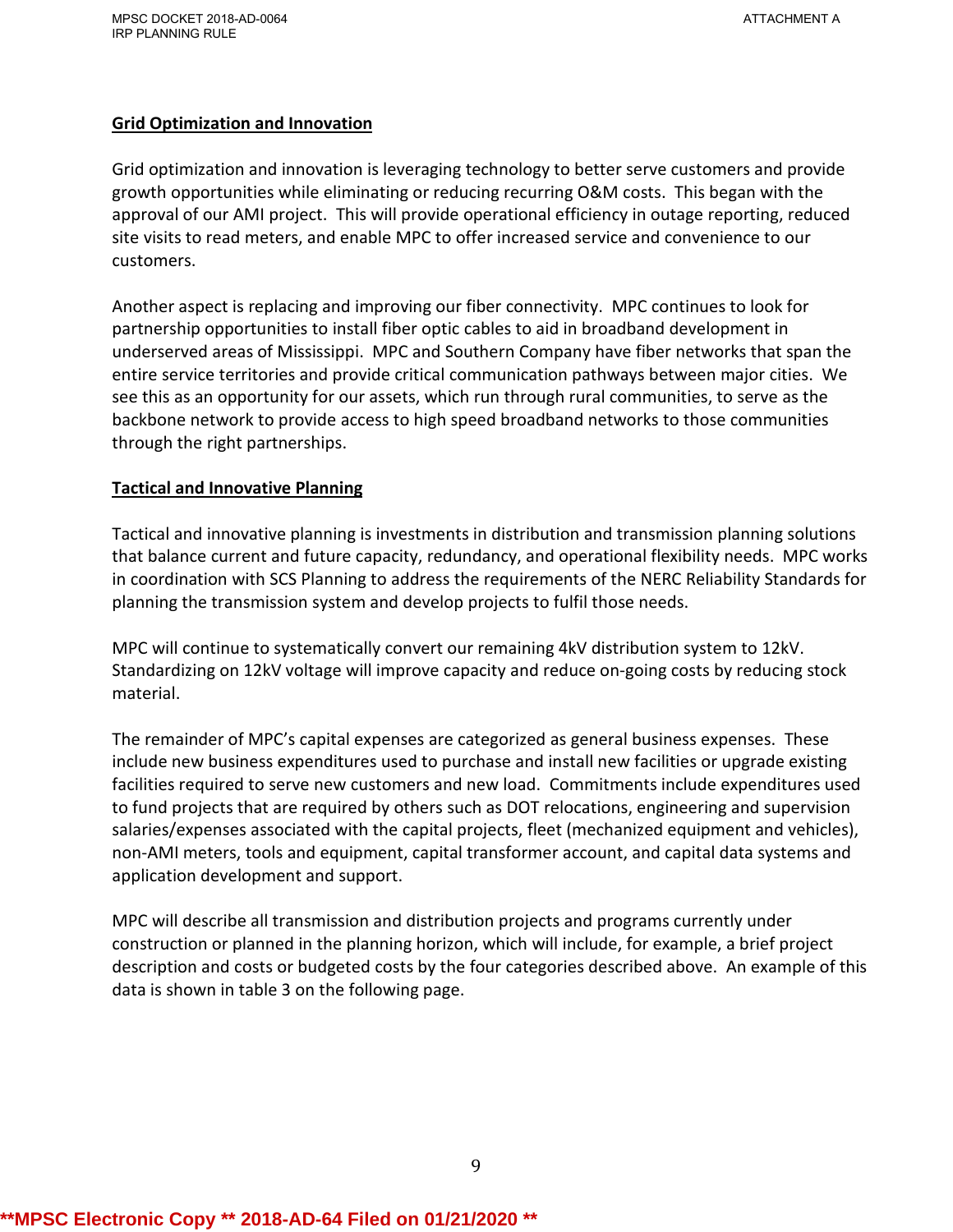## Grid Optimization and Innovation

Grid optimization and innovation is leveraging technology to better serve customers and provide growth opportunities while eliminating or reducing recurring O&M costs. This began with the approval of our AMI project. This will provide operational efficiency in outage reporting, reduced site visits to read meters, and enable MPC to offer increased service and convenience to our customers.

Another aspect is replacing and improving our fiber connectivity. MPC continues to look for partnership opportunities to install fiber optic cables to aid in broadband development in underserved areas of Mississippi. MPC and Southern Company have fiber networks that span the entire service territories and provide critical communication pathways between major cities. We see this as an opportunity for our assets, which run through rural communities, to serve as the backbone network to provide access to high speed broadband networks to those communities through the right partnerships.

## Tactical and Innovative Planning

Tactical and innovative planning is investments in distribution and transmission planning solutions that balance current and future capacity, redundancy, and operational flexibility needs. MPC works in coordination with SCS Planning to address the requirements of the NERC Reliability Standards for planning the transmission system and develop projects to fulfil those needs.

MPC will continue to systematically convert our remaining 4kV distribution system to 12kV. Standardizing on 12kV voltage will improve capacity and reduce on-going costs by reducing stock material.

The remainder of MPC's capital expenses are categorized as general business expenses. These include new business expenditures used to purchase and install new facilities or upgrade existing facilities required to serve new customers and new load. Commitments include expenditures used to fund projects that are required by others such as DOT relocations, engineering and supervision salaries/expenses associated with the capital projects, fleet (mechanized equipment and vehicles), non-AMI meters, tools and equipment, capital transformer account, and capital data systems and application development and support.

MPC will describe all transmission and distribution projects and programs currently under construction or planned in the planning horizon, which will include, for example, a brief project description and costs or budgeted costs by the four categories described above. An example of this data is shown in table 3 on the following page.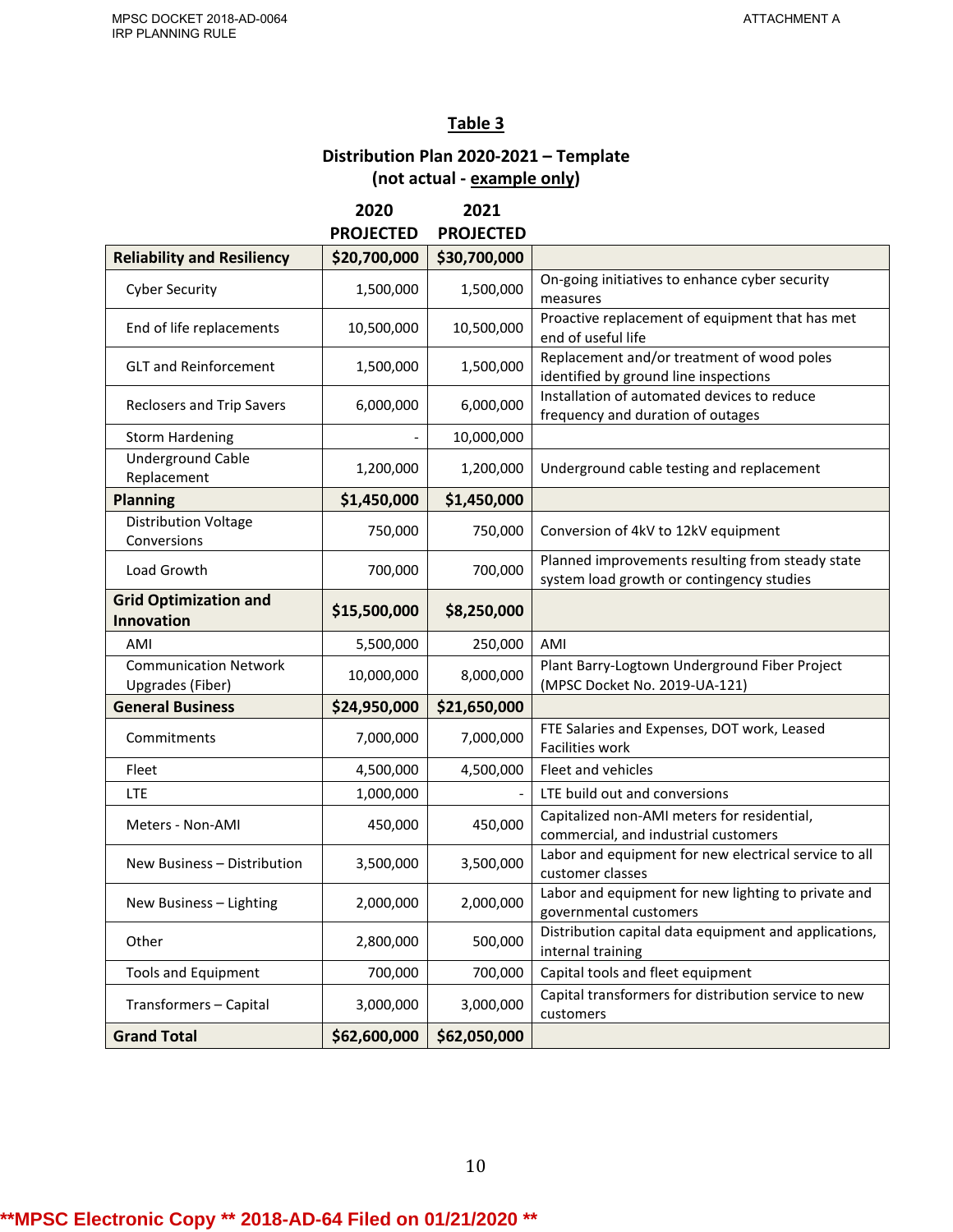## Table 3

### Distribution Plan 2020-2021 – Template
### (not actual - example only)

| | 2020 PROJECTED | 2021 PROJECTED | |
|---|---|---|---|
| **Reliability and Resiliency** | **$20,700,000** | **$30,700,000** | |
| Cyber Security | 1,500,000 | 1,500,000 | On-going initiatives to enhance cyber security measures |
| End of life replacements | 10,500,000 | 10,500,000 | Proactive replacement of equipment that has met end of useful life |
| GLT and Reinforcement | 1,500,000 | 1,500,000 | Replacement and/or treatment of wood poles identified by ground line inspections |
| Reclosers and Trip Savers | 6,000,000 | 6,000,000 | Installation of automated devices to reduce frequency and duration of outages |
| Storm Hardening | - | 10,000,000 | |
| Underground Cable Replacement | 1,200,000 | 1,200,000 | Underground cable testing and replacement |
| **Planning** | **$1,450,000** | **$1,450,000** | |
| Distribution Voltage Conversions | 750,000 | 750,000 | Conversion of 4kV to 12kV equipment |
| Load Growth | 700,000 | 700,000 | Planned improvements resulting from steady state system load growth or contingency studies |
| **Grid Optimization and Innovation** | **$15,500,000** | **$8,250,000** | |
| AMI | 5,500,000 | 250,000 | AMI |
| Communication Network Upgrades (Fiber) | 10,000,000 | 8,000,000 | Plant Barry-Logtown Underground Fiber Project (MPSC Docket No. 2019-UA-121) |
| **General Business** | **$24,950,000** | **$21,650,000** | |
| Commitments | 7,000,000 | 7,000,000 | FTE Salaries and Expenses, DOT work, Leased Facilities work |
| Fleet | 4,500,000 | 4,500,000 | Fleet and vehicles |
| LTE | 1,000,000 | - | LTE build out and conversions |
| Meters - Non-AMI | 450,000 | 450,000 | Capitalized non-AMI meters for residential, commercial, and industrial customers |
| New Business – Distribution | 3,500,000 | 3,500,000 | Labor and equipment for new electrical service to all customer classes |
| New Business – Lighting | 2,000,000 | 2,000,000 | Labor and equipment for new lighting to private and governmental customers |
| Other | 2,800,000 | 500,000 | Distribution capital data equipment and applications, internal training |
| Tools and Equipment | 700,000 | 700,000 | Capital tools and fleet equipment |
| Transformers – Capital | 3,000,000 | 3,000,000 | Capital transformers for distribution service to new customers |
| **Grand Total** | **$62,600,000** | **$62,050,000** | |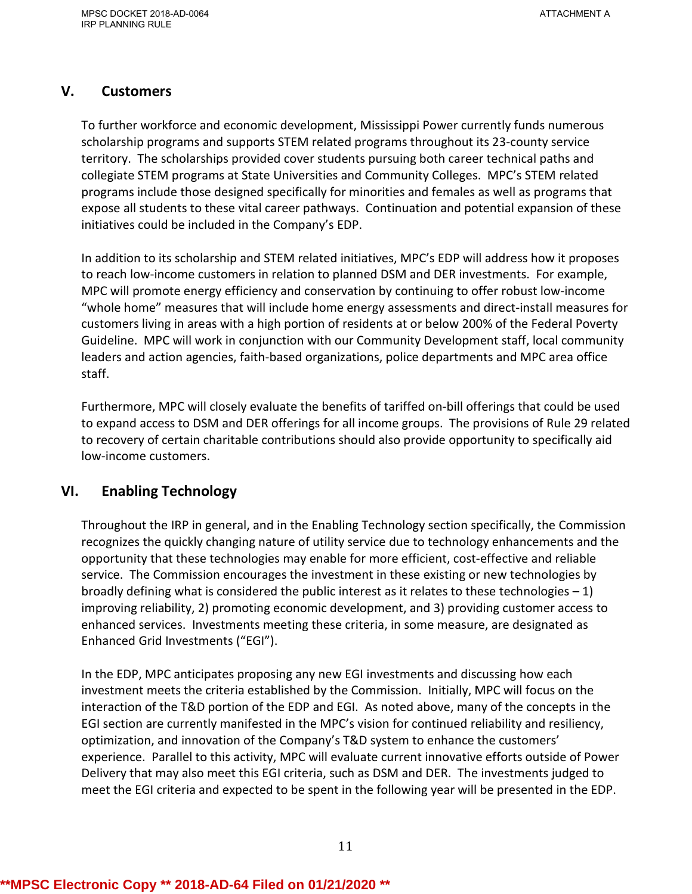## V. Customers

To further workforce and economic development, Mississippi Power currently funds numerous scholarship programs and supports STEM related programs throughout its 23-county service territory. The scholarships provided cover students pursuing both career technical paths and collegiate STEM programs at State Universities and Community Colleges. MPC's STEM related programs include those designed specifically for minorities and females as well as programs that expose all students to these vital career pathways. Continuation and potential expansion of these initiatives could be included in the Company's EDP.

In addition to its scholarship and STEM related initiatives, MPC's EDP will address how it proposes to reach low-income customers in relation to planned DSM and DER investments. For example, MPC will promote energy efficiency and conservation by continuing to offer robust low-income "whole home" measures that will include home energy assessments and direct-install measures for customers living in areas with a high portion of residents at or below 200% of the Federal Poverty Guideline. MPC will work in conjunction with our Community Development staff, local community leaders and action agencies, faith-based organizations, police departments and MPC area office staff.

Furthermore, MPC will closely evaluate the benefits of tariffed on-bill offerings that could be used to expand access to DSM and DER offerings for all income groups. The provisions of Rule 29 related to recovery of certain charitable contributions should also provide opportunity to specifically aid low-income customers.

## VI. Enabling Technology

Throughout the IRP in general, and in the Enabling Technology section specifically, the Commission recognizes the quickly changing nature of utility service due to technology enhancements and the opportunity that these technologies may enable for more efficient, cost-effective and reliable service. The Commission encourages the investment in these existing or new technologies by broadly defining what is considered the public interest as it relates to these technologies – 1) improving reliability, 2) promoting economic development, and 3) providing customer access to enhanced services. Investments meeting these criteria, in some measure, are designated as Enhanced Grid Investments ("EGI").

In the EDP, MPC anticipates proposing any new EGI investments and discussing how each investment meets the criteria established by the Commission. Initially, MPC will focus on the interaction of the T&D portion of the EDP and EGI. As noted above, many of the concepts in the EGI section are currently manifested in the MPC's vision for continued reliability and resiliency, optimization, and innovation of the Company's T&D system to enhance the customers' experience. Parallel to this activity, MPC will evaluate current innovative efforts outside of Power Delivery that may also meet this EGI criteria, such as DSM and DER. The investments judged to meet the EGI criteria and expected to be spent in the following year will be presented in the EDP.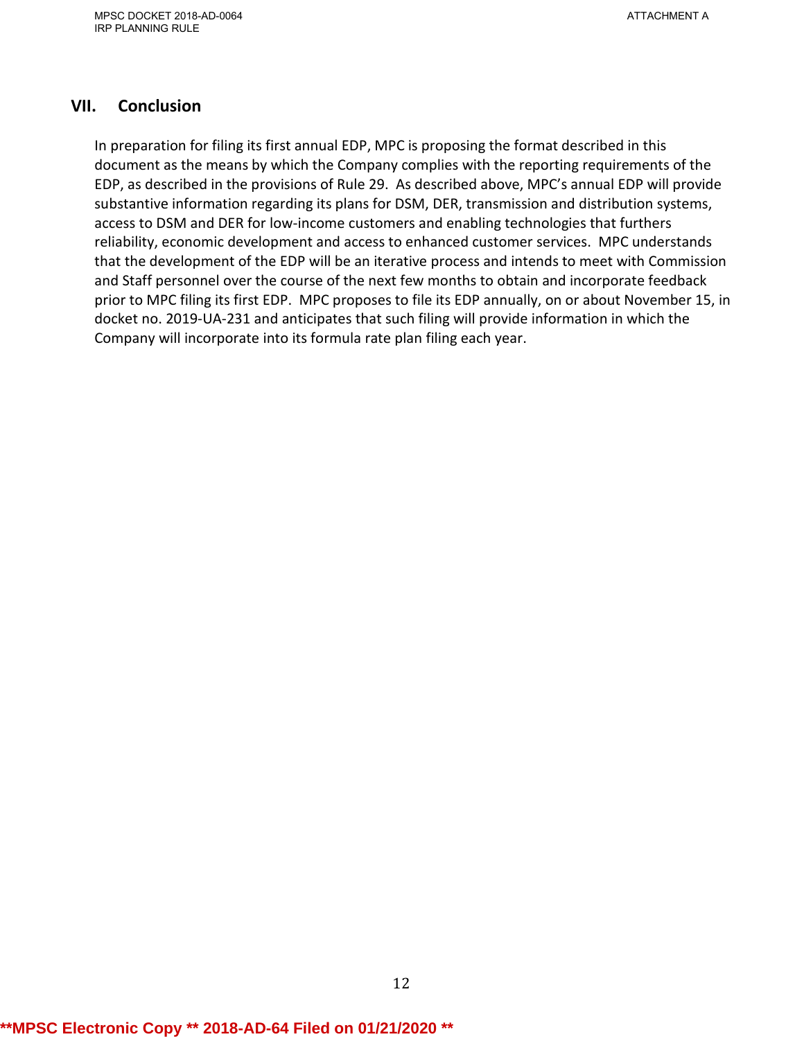## VII. Conclusion

In preparation for filing its first annual EDP, MPC is proposing the format described in this document as the means by which the Company complies with the reporting requirements of the EDP, as described in the provisions of Rule 29. As described above, MPC's annual EDP will provide substantive information regarding its plans for DSM, DER, transmission and distribution systems, access to DSM and DER for low-income customers and enabling technologies that furthers reliability, economic development and access to enhanced customer services. MPC understands that the development of the EDP will be an iterative process and intends to meet with Commission and Staff personnel over the course of the next few months to obtain and incorporate feedback prior to MPC filing its first EDP. MPC proposes to file its EDP annually, on or about November 15, in docket no. 2019-UA-231 and anticipates that such filing will provide information in which the Company will incorporate into its formula rate plan filing each year.